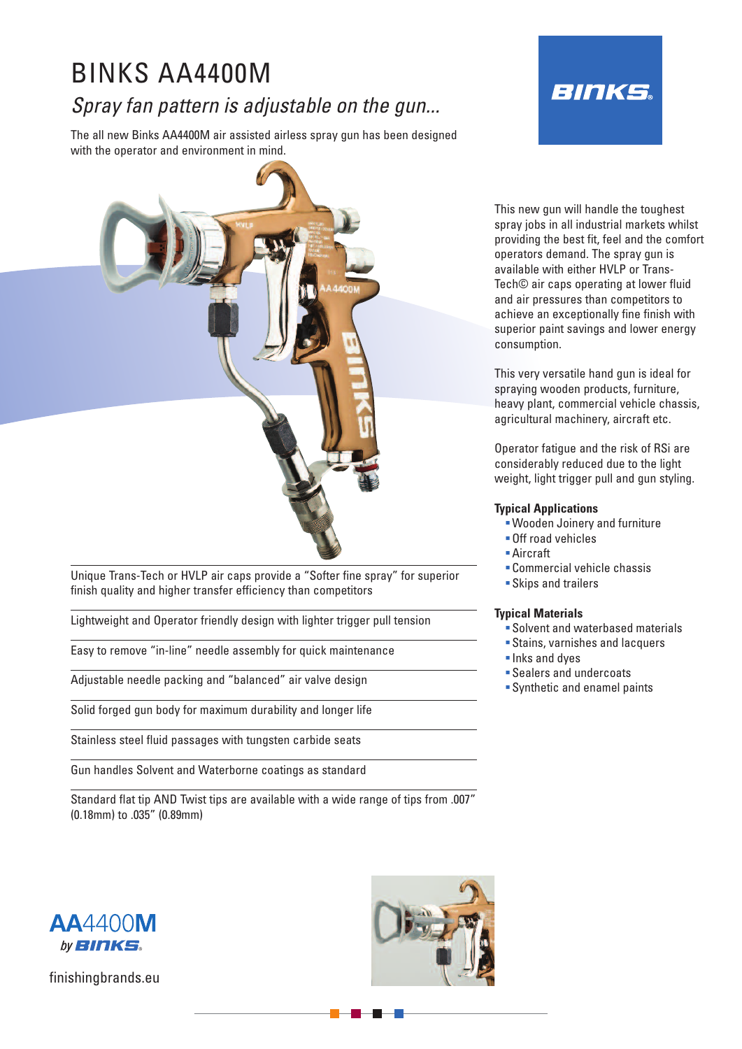# BINKS AA4400M

## *Spray fan pattern is adjustable on the gun...*

The all new Binks AA4400M air assisted airless spray gun has been designed with the operator and environment in mind.

Unique Trans-Tech or HVLP air caps provide a "Softer fine spray" for superior finish quality and higher transfer efficiency than competitors

Lightweight and Operator friendly design with lighter trigger pull tension

Easy to remove "in-line" needle assembly for quick maintenance

Adjustable needle packing and "balanced" air valve design

Solid forged gun body for maximum durability and longer life

Stainless steel fluid passages with tungsten carbide seats

Gun handles Solvent and Waterborne coatings as standard

Standard flat tip AND Twist tips are available with a wide range of tips from .007" (0.18mm) to .035" (0.89mm)

This new gun will handle the toughest spray jobs in all industrial markets whilst providing the best fit, feel and the comfort operators demand. The spray gun is available with either HVLP or Trans-Tech© air caps operating at lower fluid and air pressures than competitors to achieve an exceptionally fine finish with superior paint savings and lower energy consumption.

This very versatile hand gun is ideal for spraying wooden products, furniture, heavy plant, commercial vehicle chassis, agricultural machinery, aircraft etc.

Operator fatigue and the risk of RSi are considerably reduced due to the light weight, light trigger pull and gun styling.

### Typical Applications

- Wooden Joinery and furniture
- Off road vehicles
- Aircraft
- Commercial vehicle chassis
- Skips and trailers

### Typical Materials

- Solvent and waterbased materials
- Stains, varnishes and lacquers
- Inks and dyes
- Sealers and undercoats
- Synthetic and enamel paints

**AA4400M** *by* **BINKS**

finishingbrands.eu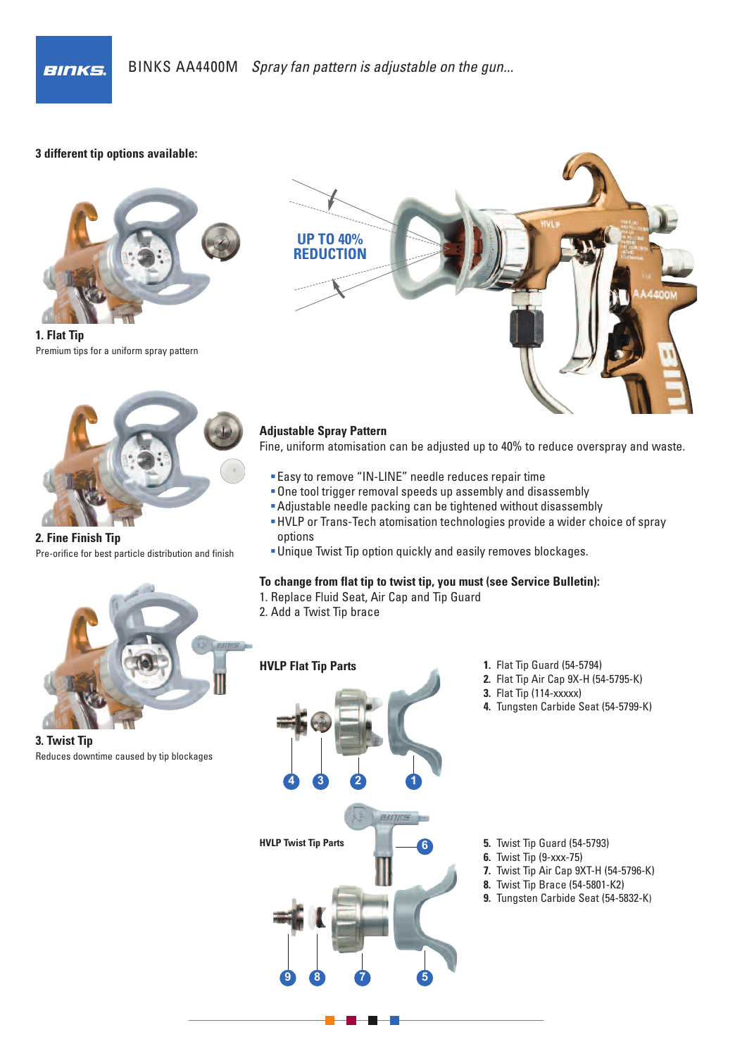# BINKS AA4400M *Spray fan pattern is adjustable on the gun...*

**3 different tip options available:**

**1. Flat Tip**
Premium tips for a uniform spray pattern

UP TO 40% REDUCTION

**2. Fine Finish Tip**
Pre-orifice for best particle distribution and finish

**3. Twist Tip**
Reduces downtime caused by tip blockages

### Adjustable Spray Pattern

Fine, uniform atomisation can be adjusted up to 40% to reduce overspray and waste.

- Easy to remove "IN-LINE" needle reduces repair time
- One tool trigger removal speeds up assembly and disassembly
- Adjustable needle packing can be tightened without disassembly
- HVLP or Trans-Tech atomisation technologies provide a wider choice of spray options
- Unique Twist Tip option quickly and easily removes blockages.

**To change from flat tip to twist tip, you must (see Service Bulletin):**

1. Replace Fluid Seat, Air Cap and Tip Guard
2. Add a Twist Tip brace

### HVLP Flat Tip Parts

1. Flat Tip Guard (54-5794)
2. Flat Tip Air Cap 9X-H (54-5795-K)
3. Flat Tip (114-xxxxx)
4. Tungsten Carbide Seat (54-5799-K)

### HVLP Twist Tip Parts

5. Twist Tip Guard (54-5793)
6. Twist Tip (9-xxx-75)
7. Twist Tip Air Cap 9XT-H (54-5796-K)
8. Twist Tip Brace (54-5801-K2)
9. Tungsten Carbide Seat (54-5832-K)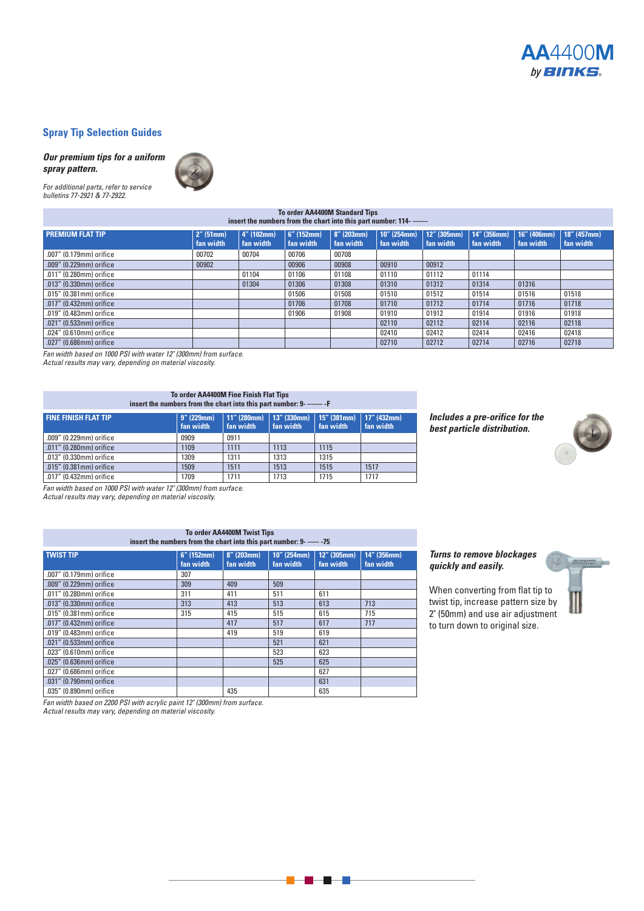# Spray Tip Selection Guides

***Our premium tips for a uniform spray pattern.***

*For additional parts, refer to service bulletins 77-2921 & 77-2922.*

**To order AA4400M Standard Tips**
**insert the numbers from the chart into this part number: 114- ——**

| PREMIUM FLAT TIP | 2" (51mm) fan width | 4" (102mm) fan width | 6" (152mm) fan width | 8" (203mm) fan width | 10" (254mm) fan width | 12" (305mm) fan width | 14" (356mm) fan width | 16" (406mm) fan width | 18" (457mm) fan width |
|---|---|---|---|---|---|---|---|---|---|
| .007" (0.179mm) orifice | 00702 | 00704 | 00706 | 00708 | | | | | |
| .009" (0.229mm) orifice | 00902 | | 00906 | 00908 | 00910 | 00912 | | | |
| .011" (0.280mm) orifice | | 01104 | 01106 | 01108 | 01110 | 01112 | 01114 | | |
| .013" (0.330mm) orifice | | 01304 | 01306 | 01308 | 01310 | 01312 | 01314 | 01316 | |
| .015" (0.381mm) orifice | | | 01506 | 01508 | 01510 | 01512 | 01514 | 01516 | 01518 |
| .017" (0.432mm) orifice | | | 01706 | 01708 | 01710 | 01712 | 01714 | 01716 | 01718 |
| .019" (0.483mm) orifice | | | 01906 | 01908 | 01910 | 01912 | 01914 | 01916 | 01918 |
| .021" (0.533mm) orifice | | | | | 02110 | 02112 | 02114 | 02116 | 02118 |
| .024" (0.610mm) orifice | | | | | 02410 | 02412 | 02414 | 02416 | 02418 |
| .027" (0.686mm) orifice | | | | | 02710 | 02712 | 02714 | 02716 | 02718 |

*Fan width based on 1000 PSI with water 12" (300mm) from surface.*
*Actual results may vary, depending on material viscosity.*

**To order AA4400M Fine Finish Flat Tips**
**insert the numbers from the chart into this part number: 9- —— -F**

| FINE FINISH FLAT TIP | 9" (229mm) fan width | 11" (280mm) fan width | 13" (330mm) fan width | 15" (381mm) fan width | 17" (432mm) fan width |
|---|---|---|---|---|---|
| .009" (0.229mm) orifice | 0909 | 0911 | | | |
| .011" (0.280mm) orifice | 1109 | 1111 | 1113 | 1115 | |
| .013" (0.330mm) orifice | 1309 | 1311 | 1313 | 1315 | |
| .015" (0.381mm) orifice | 1509 | 1511 | 1513 | 1515 | 1517 |
| .017" (0.432mm) orifice | 1709 | 1711 | 1713 | 1715 | 1717 |

*Fan width based on 1000 PSI with water 12" (300mm) from surface.*
*Actual results may vary, depending on material viscosity.*

***Includes a pre-orifice for the best particle distribution.***

**To order AA4400M Twist Tips**
**insert the numbers from the chart into this part number: 9- —— -75**

| TWIST TIP | 6" (152mm) fan width | 8" (203mm) fan width | 10" (254mm) fan width | 12" (305mm) fan width | 14" (356mm) fan width |
|---|---|---|---|---|---|
| .007" (0.179mm) orifice | 307 | | | | |
| .009" (0.229mm) orifice | 309 | 409 | 509 | | |
| .011" (0.280mm) orifice | 311 | 411 | 511 | 611 | |
| .013" (0.330mm) orifice | 313 | 413 | 513 | 613 | 713 |
| .015" (0.381mm) orifice | 315 | 415 | 515 | 615 | 715 |
| .017" (0.432mm) orifice | | 417 | 517 | 617 | 717 |
| .019" (0.483mm) orifice | | 419 | 519 | 619 | |
| .021" (0.533mm) orifice | | | 521 | 621 | |
| .023" (0.610mm) orifice | | | 523 | 623 | |
| .025" (0.636mm) orifice | | | 525 | 625 | |
| .027" (0.686mm) orifice | | | | 627 | |
| .031" (0.790mm) orifice | | | | 631 | |
| .035" (0.890mm) orifice | | 435 | | 635 | |

*Fan width based on 2200 PSI with acrylic paint 12" (300mm) from surface.*
*Actual results may vary, depending on material viscosity.*

***Turns to remove blockages quickly and easily.***

When converting from flat tip to twist tip, increase pattern size by 2" (50mm) and use air adjustment to turn down to original size.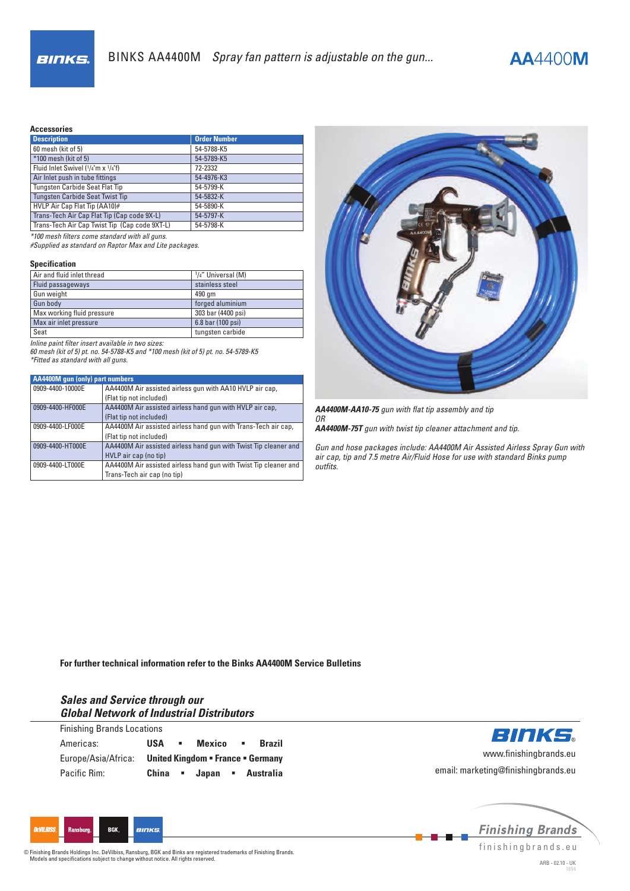# BINKS AA4400M *Spray fan pattern is adjustable on the gun...*

**AA4400M**

### Accessories

| Description | Order Number |
|---|---|
| 60 mesh (kit of 5) | 54-5788-K5 |
| *100 mesh (kit of 5) | 54-5789-K5 |
| Fluid Inlet Swivel (1/4"m x 1/4"f) | 72-2332 |
| Air Inlet push in tube fittings | 54-4976-K3 |
| Tungsten Carbide Seat Flat Tip | 54-5799-K |
| Tungsten Carbide Seat Twist Tip | 54-5832-K |
| HVLP Air Cap Flat Tip (AA10)# | 54-5890-K |
| Trans-Tech Air Cap Flat Tip (Cap code 9X-L) | 54-5797-K |
| Trans-Tech Air Cap Twist Tip (Cap code 9XT-L) | 54-5798-K |

*\*100 mesh filters come standard with all guns.*
*#Supplied as standard on Raptor Max and Lite packages.*

### Specification

| | |
|---|---|
| Air and fluid inlet thread | 1/4" Universal (M) |
| Fluid passageways | stainless steel |
| Gun weight | 490 gm |
| Gun body | forged aluminium |
| Max working fluid pressure | 303 bar (4400 psi) |
| Max air inlet pressure | 6.8 bar (100 psi) |
| Seat | tungsten carbide |

*Inline paint filter insert available in two sizes:*
*60 mesh (kit of 5) pt. no. 54-5788-K5 and \*100 mesh (kit of 5) pt. no. 54-5789-K5*
*\*Fitted as standard with all guns.*

| AA4400M gun (only) part numbers | |
|---|---|
| 0909-4400-10000E | AA4400M Air assisted airless gun with AA10 HVLP air cap, (Flat tip not included) |
| 0909-4400-HF000E | AA4400M Air assisted airless hand gun with HVLP air cap, (Flat tip not included) |
| 0909-4400-LF000E | AA4400M Air assisted airless hand gun with Trans-Tech air cap, (Flat tip not included) |
| 0909-4400-HT000E | AA4400M Air assisted airless hand gun with Twist Tip cleaner and HVLP air cap (no tip) |
| 0909-4400-LT000E | AA4400M Air assisted airless hand gun with Twist Tip cleaner and Trans-Tech air cap (no tip) |

***AA4400M-AA10-75*** *gun with flat tip assembly and tip*
*OR*
***AA4400M-75T*** *gun with twist tip cleaner attachment and tip.*

*Gun and hose packages include: AA4400M Air Assisted Airless Spray Gun with air cap, tip and 7.5 metre Air/Fluid Hose for use with standard Binks pump outfits.*

**For further technical information refer to the Binks AA4400M Service Bulletins**

***Sales and Service through our Global Network of Industrial Distributors***

Finishing Brands Locations

| | |
|---|---|
| Americas: | **USA ▪ Mexico ▪ Brazil** |
| Europe/Asia/Africa: | **United Kingdom ▪ France ▪ Germany** |
| Pacific Rim: | **China ▪ Japan ▪ Australia** |

BINKS
www.finishingbrands.eu
email: marketing@finishingbrands.eu

DeVilbiss Ransburg BGK BINKS

Finishing Brands
finishingbrands.eu

© Finishing Brands Holdings Inc. DeVilbiss, Ransburg, BGK and Binks are registered trademarks of Finishing Brands. Models and specifications subject to change without notice. All rights reserved.

ARB - 02.10 - UK
1854